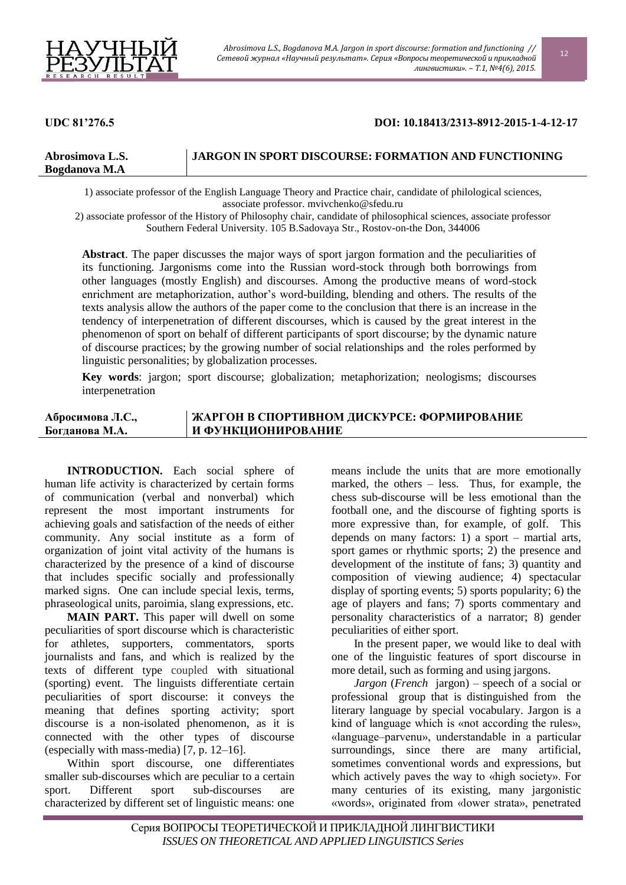**UDC 81'276.5** **DOI: 10.18413/2313-8912-2015-1-4-12-17**

**Abrosimova L.S.**
**Bogdanova M.A**

# JARGON IN SPORT DISCOURSE: FORMATION AND FUNCTIONING

1) associate professor of the English Language Theory and Practice chair, candidate of philological sciences, associate professor. mvivchenko@sfedu.ru
2) associate professor of the History of Philosophy chair, candidate of philosophical sciences, associate professor Southern Federal University. 105 B.Sadovaya Str., Rostov-on-the Don, 344006

**Abstract**. The paper discusses the major ways of sport jargon formation and the peculiarities of its functioning. Jargonisms come into the Russian word-stock through both borrowings from other languages (mostly English) and discourses. Among the productive means of word-stock enrichment are metaphorization, author's word-building, blending and others. The results of the texts analysis allow the authors of the paper come to the conclusion that there is an increase in the tendency of interpenetration of different discourses, which is caused by the great interest in the phenomenon of sport on behalf of different participants of sport discourse; by the dynamic nature of discourse practices; by the growing number of social relationships and the roles performed by linguistic personalities; by globalization processes.

**Key words**: jargon; sport discourse; globalization; metaphorization; neologisms; discourses interpenetration

**Абросимова Л.С.,**
**Богданова М.А.**

# ЖАРГОН В СПОРТИВНОМ ДИСКУРСЕ: ФОРМИРОВАНИЕ И ФУНКЦИОНИРОВАНИЕ

**INTRODUCTION.** Each social sphere of human life activity is characterized by certain forms of communication (verbal and nonverbal) which represent the most important instruments for achieving goals and satisfaction of the needs of either community. Any social institute as a form of organization of joint vital activity of the humans is characterized by the presence of a kind of discourse that includes specific socially and professionally marked signs. One can include special lexis, terms, phraseological units, paroimia, slang expressions, etc.

**MAIN PART.** This paper will dwell on some peculiarities of sport discourse which is characteristic for athletes, supporters, commentators, sports journalists and fans, and which is realized by the texts of different type coupled with situational (sporting) event. The linguists differentiate certain peculiarities of sport discourse: it conveys the meaning that defines sporting activity; sport discourse is a non-isolated phenomenon, as it is connected with the other types of discourse (especially with mass-media) [7, p. 12–16].

Within sport discourse, one differentiates smaller sub-discourses which are peculiar to a certain sport. Different sport sub-discourses are characterized by different set of linguistic means: one means include the units that are more emotionally marked, the others – less. Thus, for example, the chess sub-discourse will be less emotional than the football one, and the discourse of fighting sports is more expressive than, for example, of golf. This depends on many factors: 1) a sport – martial arts, sport games or rhythmic sports; 2) the presence and development of the institute of fans; 3) quantity and composition of viewing audience; 4) spectacular display of sporting events; 5) sports popularity; 6) the age of players and fans; 7) sports commentary and personality characteristics of a narrator; 8) gender peculiarities of either sport.

In the present paper, we would like to deal with one of the linguistic features of sport discourse in more detail, such as forming and using jargons.

*Jargon* (*French* jargon) – speech of a social or professional group that is distinguished from the literary language by special vocabulary. Jargon is a kind of language which is «not according the rules», «language–parvenu», understandable in a particular surroundings, since there are many artificial, sometimes conventional words and expressions, but which actively paves the way to «high society». For many centuries of its existing, many jargonistic «words», originated from «lower strata», penetrated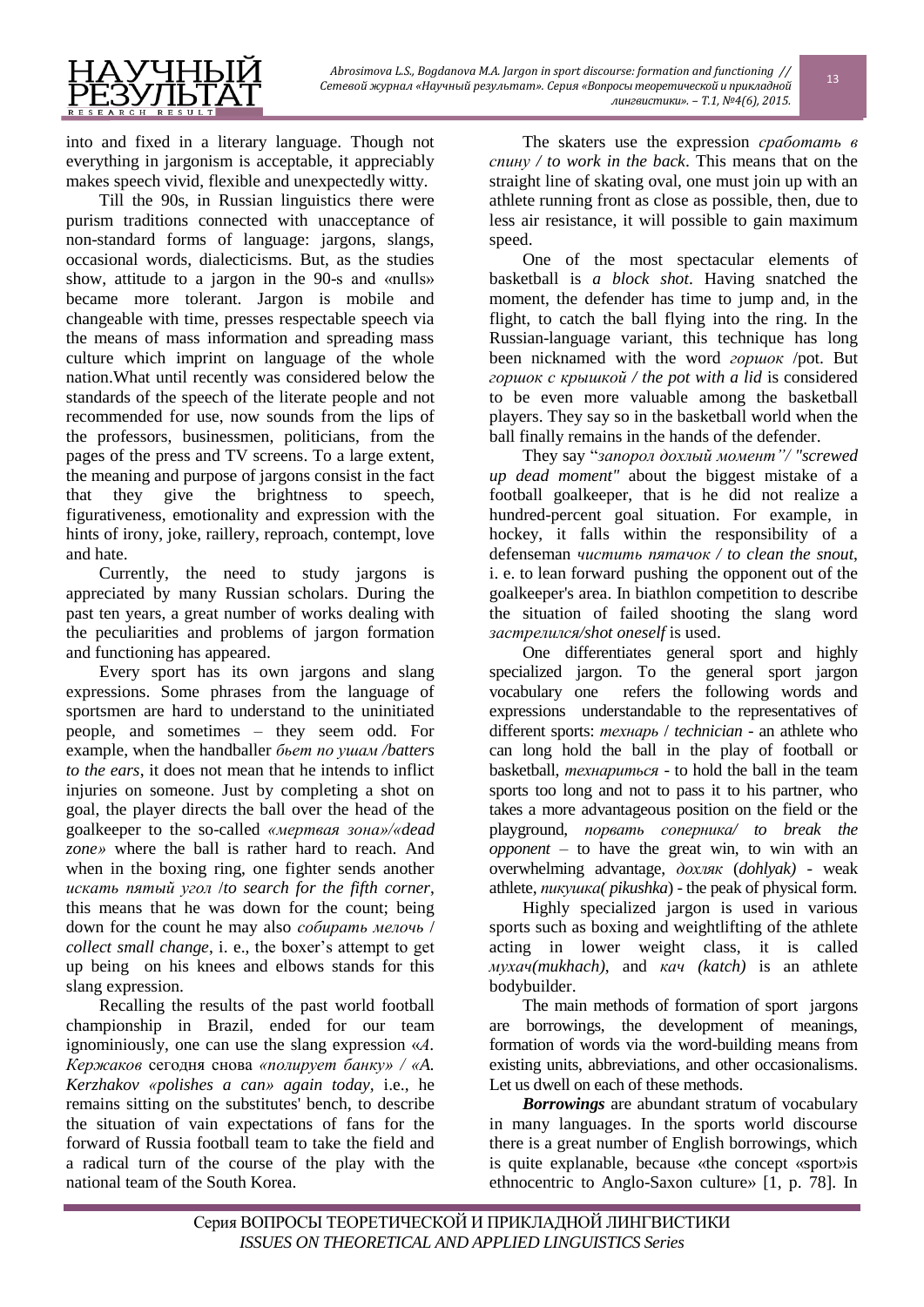into and fixed in a literary language. Though not everything in jargonism is acceptable, it appreciably makes speech vivid, flexible and unexpectedly witty.

Till the 90s, in Russian linguistics there were purism traditions connected with unacceptance of non-standard forms of language: jargons, slangs, occasional words, dialecticisms. But, as the studies show, attitude to a jargon in the 90-s and «nulls» became more tolerant. Jargon is mobile and changeable with time, presses respectable speech via the means of mass information and spreading mass culture which imprint on language of the whole nation.What until recently was considered below the standards of the speech of the literate people and not recommended for use, now sounds from the lips of the professors, businessmen, politicians, from the pages of the press and TV screens. To a large extent, the meaning and purpose of jargons consist in the fact that they give the brightness to speech, figurativeness, emotionality and expression with the hints of irony, joke, raillery, reproach, contempt, love and hate.

Currently, the need to study jargons is appreciated by many Russian scholars. During the past ten years, a great number of works dealing with the peculiarities and problems of jargon formation and functioning has appeared.

Every sport has its own jargons and slang expressions. Some phrases from the language of sportsmen are hard to understand to the uninitiated people, and sometimes – they seem odd. For example, when the handballer *бьет по ушам /batters to the ears*, it does not mean that he intends to inflict injuries on someone. Just by completing a shot on goal, the player directs the ball over the head of the goalkeeper to the so-called *«мертвая зона»/«dead zone»* where the ball is rather hard to reach. And when in the boxing ring, one fighter sends another *искать пятый угол* /*to search for the fifth corner*, this means that he was down for the count; being down for the count he may also *собирать мелочь* / *collect small change*, i. e., the boxer's attempt to get up being on his knees and elbows stands for this slang expression.

Recalling the results of the past world football championship in Brazil, ended for our team ignominiously, one can use the slang expression «*А. Кержаков* сегодня снова *«полирует банку»* / *«A. Kerzhakov «polishes a can» again today*, i.e., he remains sitting on the substitutes' bench, to describe the situation of vain expectations of fans for the forward of Russia football team to take the field and a radical turn of the course of the play with the national team of the South Korea.

The skaters use the expression *сработать в спину / to work in the back*. This means that on the straight line of skating oval, one must join up with an athlete running front as close as possible, then, due to less air resistance, it will possible to gain maximum speed.

One of the most spectacular elements of basketball is *a block shot*. Having snatched the moment, the defender has time to jump and, in the flight, to catch the ball flying into the ring. In the Russian-language variant, this technique has long been nicknamed with the word *горшок* /pot. But *горшок с крышкой / the pot with a lid* is considered to be even more valuable among the basketball players. They say so in the basketball world when the ball finally remains in the hands of the defender.

They say "*запорол дохлый момент"/ "screwed up dead moment"* about the biggest mistake of a football goalkeeper, that is he did not realize a hundred-percent goal situation. For example, in hockey, it falls within the responsibility of a defenseman *чистить пятачок / to clean the snout*, i. e. to lean forward pushing the opponent out of the goalkeeper's area. In biathlon competition to describe the situation of failed shooting the slang word *застрелился/shot oneself* is used.

One differentiates general sport and highly specialized jargon. To the general sport jargon vocabulary one refers the following words and expressions understandable to the representatives of different sports: *технарь* / *technician* - an athlete who can long hold the ball in the play of football or basketball, *технариться* - to hold the ball in the team sports too long and not to pass it to his partner, who takes a more advantageous position on the field or the playground, *порвать соперника/ to break the opponent* – to have the great win, to win with an overwhelming advantage, *дохляк* (*dohlyak)* - weak athlete, *пикушка( pikushka*) - the peak of physical form.

Highly specialized jargon is used in various sports such as boxing and weightlifting of the athlete acting in lower weight class, it is called *мухач(mukhach)*, and *кач (katch)* is an athlete bodybuilder.

The main methods of formation of sport jargons are borrowings, the development of meanings, formation of words via the word-building means from existing units, abbreviations, and other occasionalisms. Let us dwell on each of these methods.

***Borrowings*** are abundant stratum of vocabulary in many languages. In the sports world discourse there is a great number of English borrowings, which is quite explanable, because «the concept «sport»is ethnocentric to Anglo-Saxon culture» [1, p. 78]. In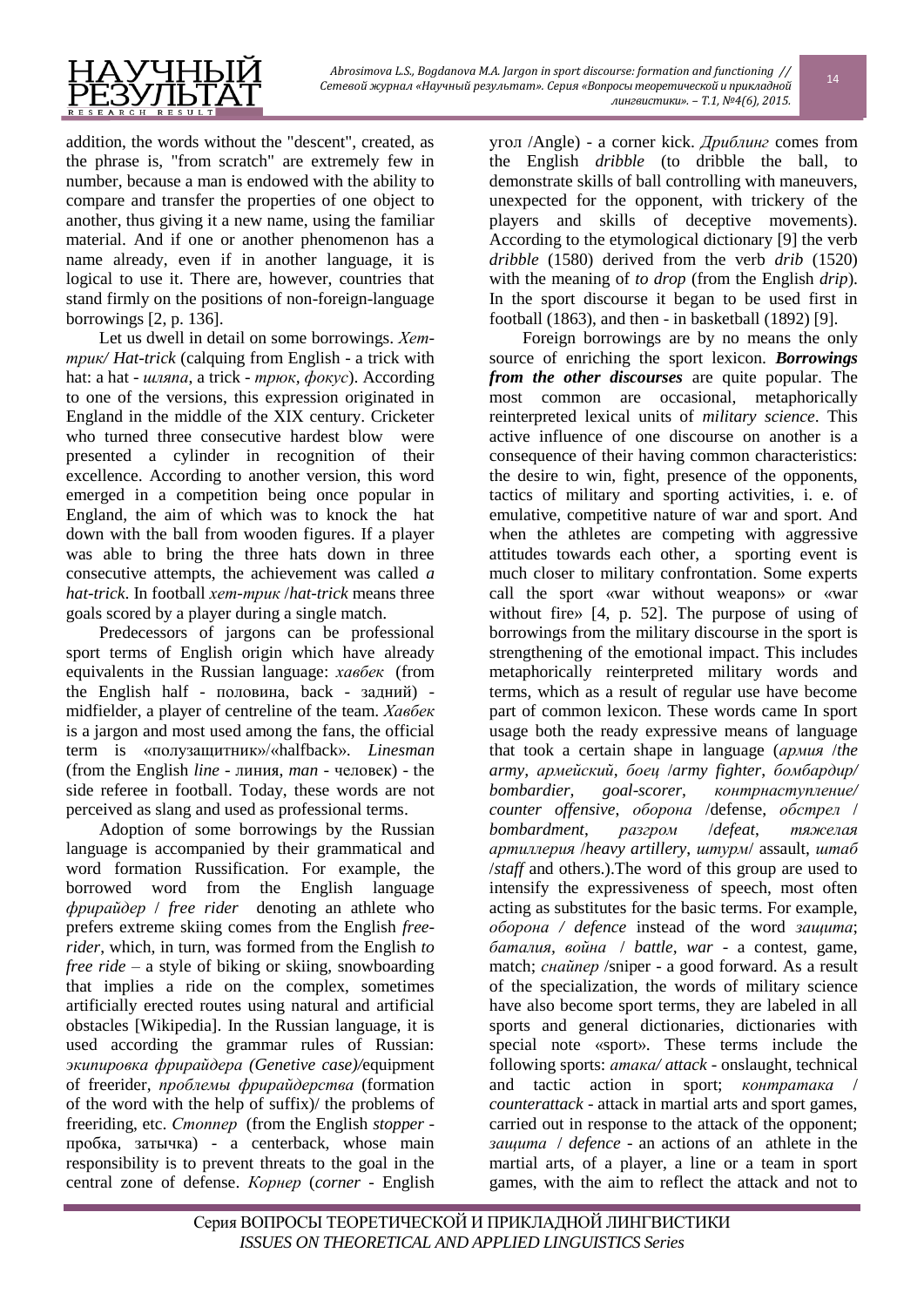addition, the words without the "descent", created, as the phrase is, "from scratch" are extremely few in number, because a man is endowed with the ability to compare and transfer the properties of one object to another, thus giving it a new name, using the familiar material. And if one or another phenomenon has a name already, even if in another language, it is logical to use it. There are, however, countries that stand firmly on the positions of non-foreign-language borrowings [2, p. 136].

Let us dwell in detail on some borrowings. *Хет-трик/ Hat-trick* (calquing from English - a trick with hat: a hat - *шляпа*, a trick - *трюк, фокус*). According to one of the versions, this expression originated in England in the middle of the XIX century. Cricketer who turned three consecutive hardest blow were presented a cylinder in recognition of their excellence. According to another version, this word emerged in a competition being once popular in England, the aim of which was to knock the hat down with the ball from wooden figures. If a player was able to bring the three hats down in three consecutive attempts, the achievement was called *a hat-trick*. In football *хет-трик* /*hat-trick* means three goals scored by a player during a single match.

Predecessors of jargons can be professional sport terms of English origin which have already equivalents in the Russian language: *хавбек* (from the English half - половина, back - задний) - midfielder, a player of centreline of the team. *Хавбек* is a jargon and most used among the fans, the official term is «полузащитник»/«halfback». *Linesman* (from the English *line* - линия, *man* - человек) - the side referee in football. Today, these words are not perceived as slang and used as professional terms.

Adoption of some borrowings by the Russian language is accompanied by their grammatical and word formation Russification. For example, the borrowed word from the English language *фрирайдер* / *free rider* denoting an athlete who prefers extreme skiing comes from the English *free-rider*, which, in turn, was formed from the English *to free ride* – a style of biking or skiing, snowboarding that implies a ride on the complex, sometimes artificially erected routes using natural and artificial obstacles [Wikipedia]. In the Russian language, it is used according the grammar rules of Russian: *экипировка фрирайдера (Genetive case)/*equipment of freerider, *проблемы фрирайдерства* (formation of the word with the help of suffix)/ the problems of freeriding, etc. *Стоппер* (from the English *stopper* - пробка, затычка) - a centerback, whose main responsibility is to prevent threats to the goal in the central zone of defense. *Корнер* (*corner* - English угол /Angle) - a corner kick. *Дриблинг* comes from the English *dribble* (to dribble the ball, to demonstrate skills of ball controlling with maneuvers, unexpected for the opponent, with trickery of the players and skills of deceptive movements). According to the etymological dictionary [9] the verb *dribble* (1580) derived from the verb *drib* (1520) with the meaning of *to drop* (from the English *drip*). In the sport discourse it began to be used first in football (1863), and then - in basketball (1892) [9].

Foreign borrowings are by no means the only source of enriching the sport lexicon. ***Borrowings from the other discourses*** are quite popular. The most common are occasional, metaphorically reinterpreted lexical units of *military science*. This active influence of one discourse on another is a consequence of their having common characteristics: the desire to win, fight, presence of the opponents, tactics of military and sporting activities, i. e. of emulative, competitive nature of war and sport. And when the athletes are competing with aggressive attitudes towards each other, a sporting event is much closer to military confrontation. Some experts call the sport «war without weapons» or «war without fire» [4, p. 52]. The purpose of using of borrowings from the military discourse in the sport is strengthening of the emotional impact. This includes metaphorically reinterpreted military words and terms, which as a result of regular use have become part of common lexicon. These words came In sport usage both the ready expressive means of language that took a certain shape in language (*армия* /*the army*, *армейский*, *боец* /*army fighter*, *бомбардир/ bombardier, goal-scorer*, *контрнаступление/ counter offensive*, *оборона* /defense, *обстрел* / *bombardment*, *разгром* /*defeat*, *тяжелая артиллерия* /*heavy artillery*, *штурм*/ assault, *штаб* /*staff* and others.).The word of this group are used to intensify the expressiveness of speech, most often acting as substitutes for the basic terms. For example, *оборона / defence* instead of the word *защита*; *баталия*, *война* / *battle*, *war* - a contest, game, match; *снайпер* /sniper - a good forward. As a result of the specialization, the words of military science have also become sport terms, they are labeled in all sports and general dictionaries, dictionaries with special note «sport». These terms include the following sports: *атака/ attack* - onslaught, technical and tactic action in sport; *контратака* / *counterattack* - attack in martial arts and sport games, carried out in response to the attack of the opponent; *защита* / *defence* - an actions of an athlete in the martial arts, of a player, a line or a team in sport games, with the aim to reflect the attack and not to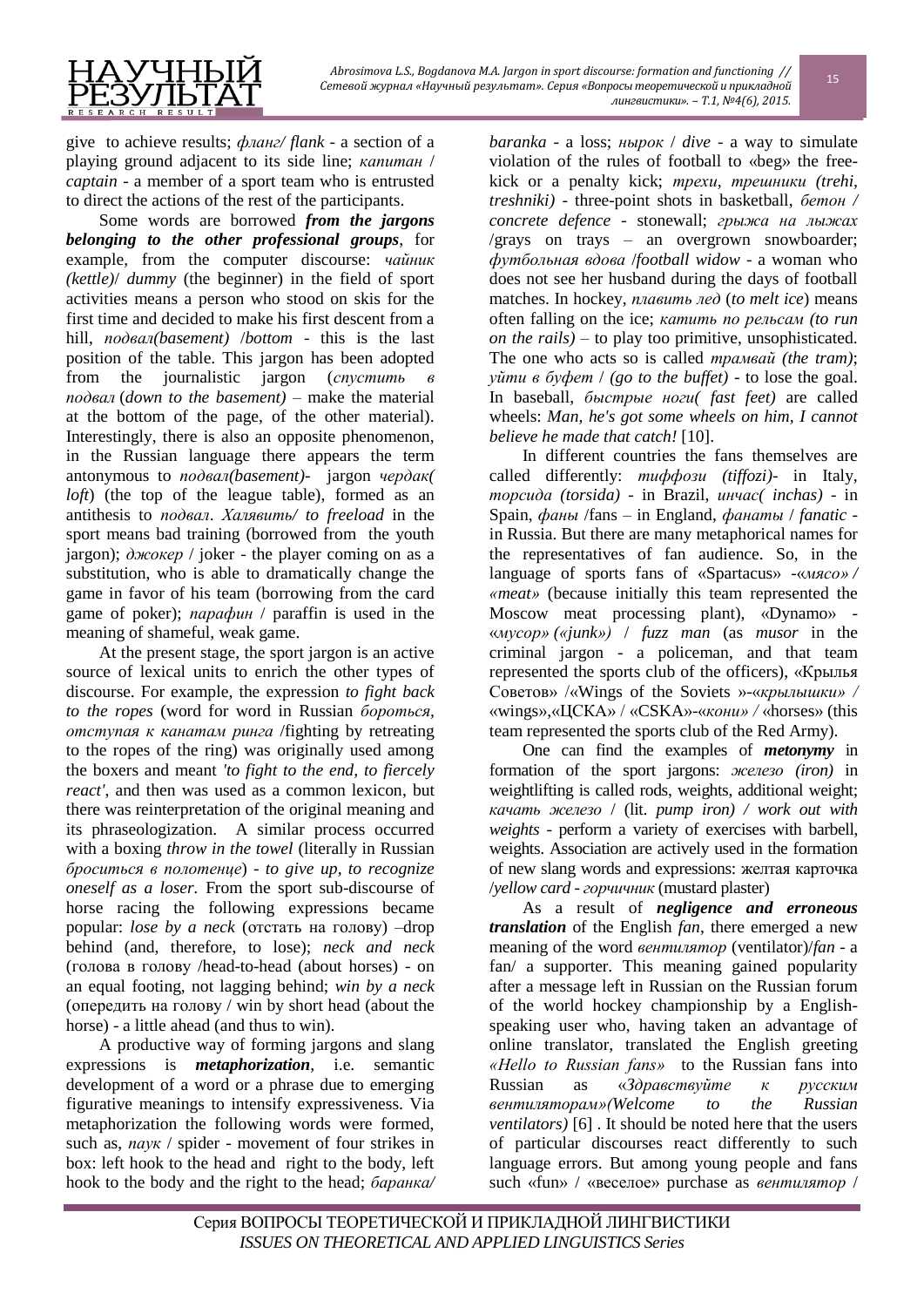give to achieve results; *фланг/ flank* - a section of a playing ground adjacent to its side line; *капитан* / *captain* - a member of a sport team who is entrusted to direct the actions of the rest of the participants.

Some words are borrowed ***from the jargons belonging to the other professional groups***, for example, from the computer discourse: *чайник (kettle)*/ *dummy* (the beginner) in the field of sport activities means a person who stood on skis for the first time and decided to make his first descent from a hill, *подвал(basement)* /*bottom* - this is the last position of the table. This jargon has been adopted from the journalistic jargon (*спустить в подвал* (*down to the basement)* – make the material at the bottom of the page, of the other material). Interestingly, there is also an opposite phenomenon, in the Russian language there appears the term antonymous to *подвал(basement)*- jargon *чердак( loft*) (the top of the league table), formed as an antithesis to *подвал*. *Халявить/ to freeload* in the sport means bad training (borrowed from the youth jargon); *джокер* / joker - the player coming on as a substitution, who is able to dramatically change the game in favor of his team (borrowing from the card game of poker); *парафин* / paraffin is used in the meaning of shameful, weak game.

At the present stage, the sport jargon is an active source of lexical units to enrich the other types of discourse. For example, the expression *to fight back to the ropes* (word for word in Russian *бороться, отступая к канатам ринга* /fighting by retreating to the ropes of the ring) was originally used among the boxers and meant *'to fight to the end, to fiercely react'*, and then was used as a common lexicon, but there was reinterpretation of the original meaning and its phraseologization. A similar process occurred with a boxing *throw in the towel* (literally in Russian *броситься в полотенце*) - *to give up, to recognize oneself as a loser*. From the sport sub-discourse of horse racing the following expressions became popular: *lose by a neck* (отстать на голову) –drop behind (and, therefore, to lose); *neck and neck* (голова в голову /head-to-head (about horses) - on an equal footing, not lagging behind; *win by a neck* (опередить на голову / win by short head (about the horse) - a little ahead (and thus to win).

A productive way of forming jargons and slang expressions is ***metaphorization***, i.e. semantic development of a word or a phrase due to emerging figurative meanings to intensify expressiveness. Via metaphorization the following words were formed, such as, *паук* / spider - movement of four strikes in box: left hook to the head and right to the body, left hook to the body and the right to the head; *баранка/ baranka* - a loss; *нырок* / *dive* - a way to simulate violation of the rules of football to «beg» the free-kick or a penalty kick; *трехи, трешники (trehi, treshniki)* - three-point shots in basketball, *бетон / concrete defence* - stonewall; *грыжа на лыжах* /grays on trays – an overgrown snowboarder; *футбольная вдова* /*football widow* - a woman who does not see her husband during the days of football matches. In hockey, *плавить лед* (*to melt ice*) means often falling on the ice; *катить по рельсам (to run on the rails)* – to play too primitive, unsophisticated. The one who acts so is called *трамвай (the tram)*; *уйти в буфет* / *(go to the buffet)* - to lose the goal. In baseball, *быстрые ноги( fast feet)* are called wheels: *Man, he's got some wheels on him, I cannot believe he made that catch!* [10].

In different countries the fans themselves are called differently: *тиффози (tiffozi)*- in Italy, *торсида (torsida)* - in Brazil, *инчас( inchas)* - in Spain, *фаны* /fans – in England, *фанаты* / *fanatic* - in Russia. But there are many metaphorical names for the representatives of fan audience. So, in the language of sports fans of «Spartacus» -«*мясо» / «meat»* (because initially this team represented the Moscow meat processing plant), «Dynamo» - «*мусор» («junk»)* / *fuzz man* (as *musor* in the criminal jargon - a policeman, and that team represented the sports club of the officers), «Крылья Советов» /«Wings of the Soviets »-«*крылышки» /* «wings»,«ЦСКА» / «CSKA»-«*кони» /* «horses» (this team represented the sports club of the Red Army).

One can find the examples of ***metonymy*** in formation of the sport jargons: *железо (iron)* in weightlifting is called rods, weights, additional weight; *качать железо* / (lit. *pump iron) / work out with weights* - perform a variety of exercises with barbell, weights. Association are actively used in the formation of new slang words and expressions: желтая карточка /*yellow card* - *горчичник* (mustard plaster)

As a result of ***negligence and erroneous translation*** of the English *fan*, there emerged a new meaning of the word *вентилятор* (ventilator)/*fan* - a fan/ a supporter. This meaning gained popularity after a message left in Russian on the Russian forum of the world hockey championship by a English-speaking user who, having taken an advantage of online translator, translated the English greeting *«Hello to Russian fans»* to the Russian fans into Russian as «*Здравствуйте к русским вентиляторам»(Welcome to the Russian ventilators)* [6] . It should be noted here that the users of particular discourses react differently to such language errors. But among young people and fans such «fun» / «веселое» purchase as *вентилятор* /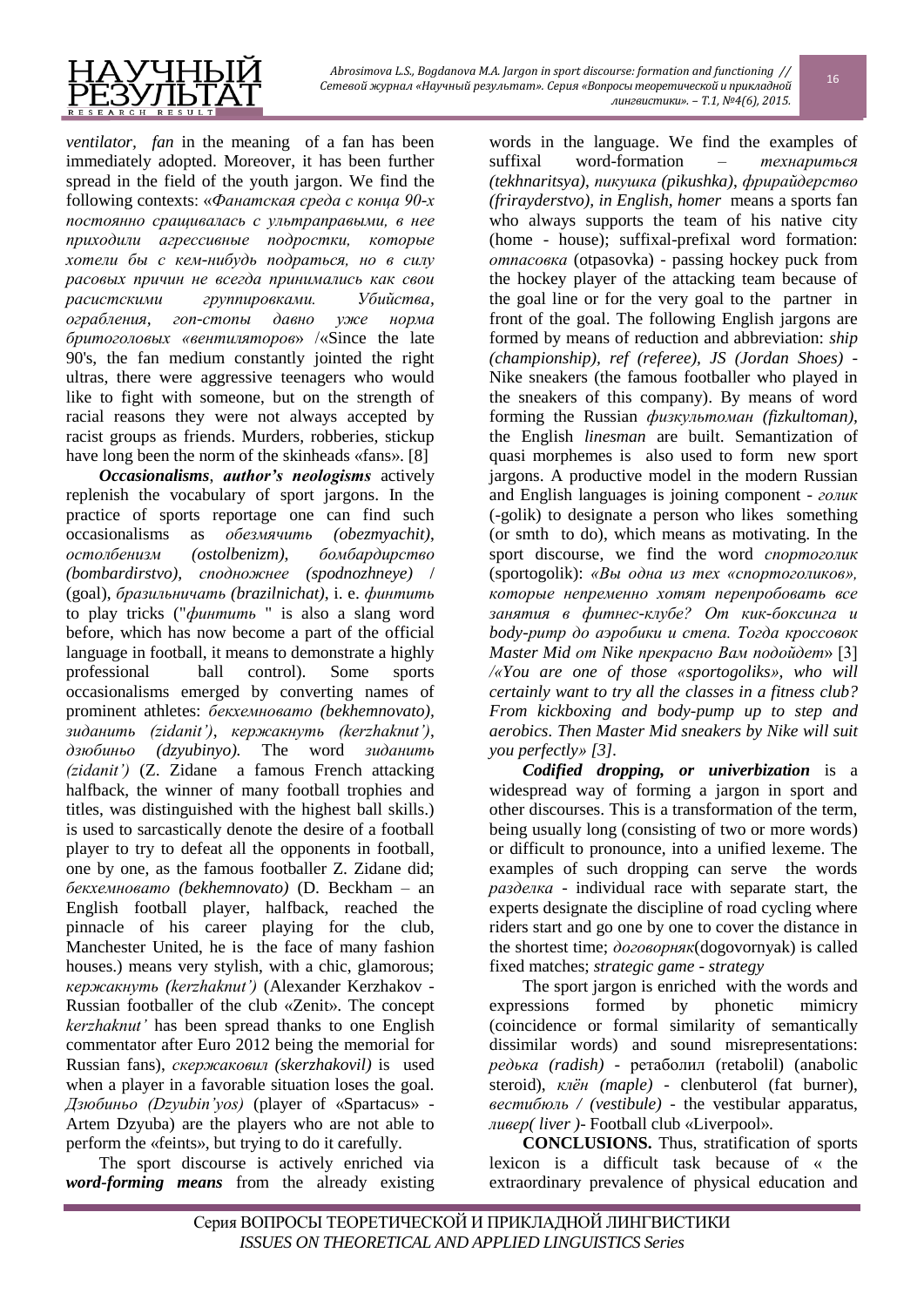*ventilator*, *fan* in the meaning of a fan has been immediately adopted. Moreover, it has been further spread in the field of the youth jargon. We find the following contexts: *«Фанатская среда с конца 90-х постоянно сращивалась с ультраправыми, в нее приходили агрессивные подростки, которые хотели бы с кем-нибудь подраться, но в силу расовых причин не всегда принимались как свои расистскими группировками. Убийства, ограбления, гоп-стопы давно уже норма бритоголовых «вентиляторов»* /«Since the late 90's, the fan medium constantly jointed the right ultras, there were aggressive teenagers who would like to fight with someone, but on the strength of racial reasons they were not always accepted by racist groups as friends. Murders, robberies, stickup have long been the norm of the skinheads «fans». [8]

***Occasionalisms***, ***author's neologisms*** actively replenish the vocabulary of sport jargons. In the practice of sports reportage one can find such occasionalisms as *обезмячить (obezmyachit)*, *остолбенизм (ostolbenizm)*, *бомбардирство (bombardirstvo)*, *сподножнее (spodnozhneye)* / (goal), *бразильничать (brazilnichat)*, i. e. *финтить* to play tricks ("*финтить* " is also a slang word before, which has now become a part of the official language in football, it means to demonstrate a highly professional ball control). Some sports occasionalisms emerged by converting names of prominent athletes: *бекхемновато (bekhemnovato)*, *зиданить (zidanit')*, *кержакнуть (kerzhaknut')*, *дзюбиньо (dzyubinyo).* The word *зиданить (zidanit')* (Z. Zidane a famous French attacking halfback, the winner of many football trophies and titles, was distinguished with the highest ball skills.) is used to sarcastically denote the desire of a football player to try to defeat all the opponents in football, one by one, as the famous footballer Z. Zidane did; *бекхемновато (bekhemnovato)* (D. Beckham – an English football player, halfback, reached the pinnacle of his career playing for the club, Manchester United, he is the face of many fashion houses.) means very stylish, with a chic, glamorous; *кержакнуть (kerzhaknut')* (Alexander Kerzhakov - Russian footballer of the club «Zenit». The concept *kerzhaknut'* has been spread thanks to one English commentator after Euro 2012 being the memorial for Russian fans), *скержаковил (skerzhakovil)* is used when a player in a favorable situation loses the goal. *Дзюбиньо (Dzyubin'yos)* (player of «Spartacus» - Artem Dzyuba) are the players who are not able to perform the «feints», but trying to do it carefully.

The sport discourse is actively enriched via ***word-forming means*** from the already existing words in the language. We find the examples of suffixal word-formation – *техналиться (tekhnaritsya)*, *пикушка (pikushka)*, *фрирайдерство (frirayderstvo)*, *in English*, *homer* means a sports fan who always supports the team of his native city (home - house); suffixal-prefixal word formation: *отпасовка* (otpasovka) - passing hockey puck from the hockey player of the attacking team because of the goal line or for the very goal to the partner in front of the goal. The following English jargons are formed by means of reduction and abbreviation: *ship (championship)*, *ref (referee)*, *JS (Jordan Shoes)* - Nike sneakers (the famous footballer who played in the sneakers of this company). By means of word forming the Russian *физкультоман (fizkultoman)*, the English *linesman* are built. Semantization of quasi morphemes is also used to form new sport jargons. A productive model in the modern Russian and English languages is joining component - *голик* (-golik) to designate a person who likes something (or smth to do), which means as motivating. In the sport discourse, we find the word *спортоголик* (sportogolik): *«Вы одна из тех «спортоголиков», которые непременно хотят перепробовать все занятия в фитнес-клубе? От кик-боксинга и body-ритр до аэробики и степа. Тогда кроссовок Master Mid от Nike прекрасно Вам подойдет»* [3] */«You are one of those «sportogoliks», who will certainly want to try all the classes in a fitness club? From kickboxing and body-pump up to step and aerobics. Then Master Mid sneakers by Nike will suit you perfectly» [3].*

***Codified dropping, or univerbization*** is a widespread way of forming a jargon in sport and other discourses. This is a transformation of the term, being usually long (consisting of two or more words) or difficult to pronounce, into a unified lexeme. The examples of such dropping can serve the words *разделка* - individual race with separate start, the experts designate the discipline of road cycling where riders start and go one by one to cover the distance in the shortest time; *договорняк*(dogovornyak) is called fixed matches; *strategic game - strategy*

The sport jargon is enriched with the words and expressions formed by phonetic mimicry (coincidence or formal similarity of semantically dissimilar words) and sound misrepresentations: *редька (radish)* - ретаболил (retabolil) (anabolic steroid), *клён (maple)* - clenbuterol (fat burner), *вестибюль / (vestibule)* - the vestibular apparatus, *ливер( liver )*- Football club «Liverpool».

**CONCLUSIONS.** Thus, stratification of sports lexicon is a difficult task because of « the extraordinary prevalence of physical education and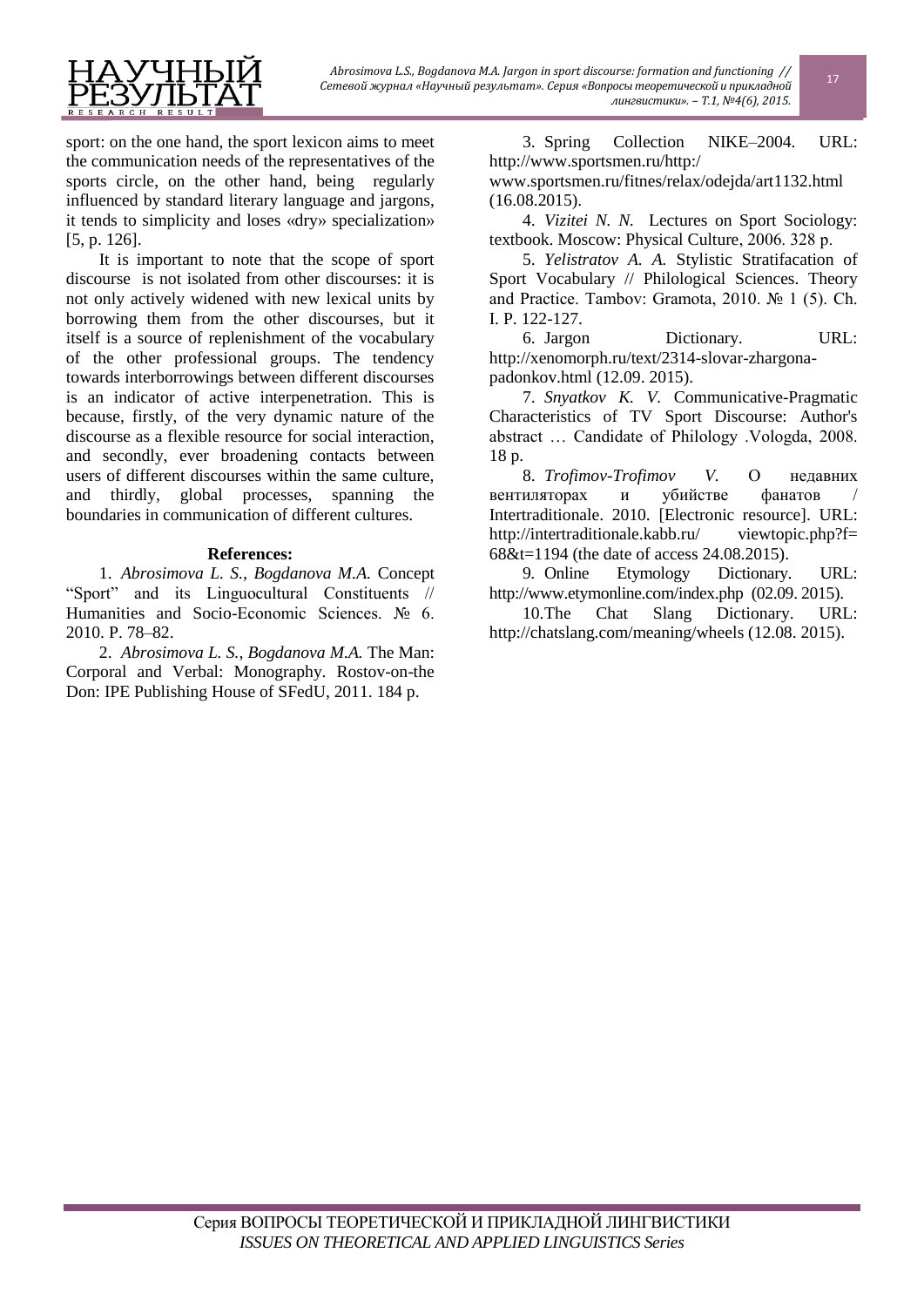sport: on the one hand, the sport lexicon aims to meet the communication needs of the representatives of the sports circle, on the other hand, being regularly influenced by standard literary language and jargons, it tends to simplicity and loses «dry» specialization» [5, p. 126].

It is important to note that the scope of sport discourse is not isolated from other discourses: it is not only actively widened with new lexical units by borrowing them from the other discourses, but it itself is a source of replenishment of the vocabulary of the other professional groups. The tendency towards interborrowings between different discourses is an indicator of active interpenetration. This is because, firstly, of the very dynamic nature of the discourse as a flexible resource for social interaction, and secondly, ever broadening contacts between users of different discourses within the same culture, and thirdly, global processes, spanning the boundaries in communication of different cultures.

**References:**

1. *Abrosimova L. S., Bogdanova M.A.* Concept "Sport" and its Linguocultural Constituents // Humanities and Socio-Economic Sciences. № 6. 2010. P. 78–82.

2. *Abrosimova L. S., Bogdanova M.A.* The Man: Corporal and Verbal: Monography. Rostov-on-the Don: IPE Publishing House of SFedU, 2011. 184 p.

3. Spring Collection NIKE–2004. URL: http://www.sportsmen.ru/http:/ www.sportsmen.ru/fitnes/relax/odejda/art1132.html (16.08.2015).

4. *Vizitei N. N.* Lectures on Sport Sociology: textbook. Moscow: Physical Culture, 2006. 328 p.

5. *Yelistratov A. A.* Stylistic Stratifacation of Sport Vocabulary // Philological Sciences. Theory and Practice. Tambov: Gramota, 2010. № 1 (5). Ch. I. P. 122-127.

6. Jargon Dictionary. URL: http://xenomorph.ru/text/2314-slovar-zhargona-padonkov.html (12.09. 2015).

7. *Snyatkov K. V.* Communicative-Pragmatic Characteristics of TV Sport Discourse: Author's abstract … Candidate of Philology .Vologda, 2008. 18 p.

8. *Trofimov-Trofimov V.* О недавних вентиляторах и убийстве фанатов / Intertraditionale. 2010. [Electronic resource]. URL: http://intertraditionale.kabb.ru/ viewtopic.php?f= 68&t=1194 (the date of access 24.08.2015).

9. Online Etymology Dictionary. URL: http://www.etymonline.com/index.php (02.09. 2015).

10. The Chat Slang Dictionary. URL: http://chatslang.com/meaning/wheels (12.08. 2015).